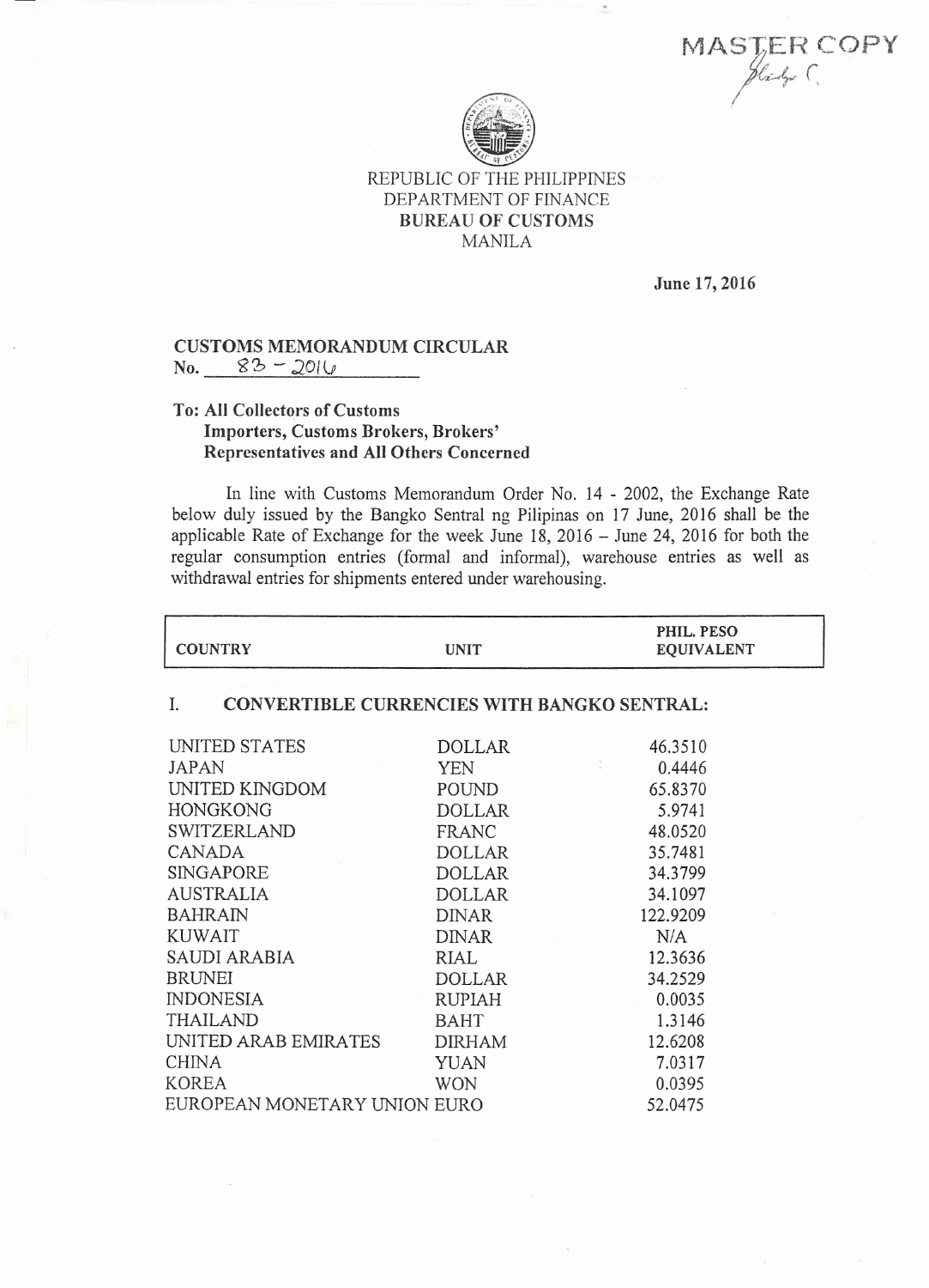MASTER COPY

REPUBLIC OF THE PHILIPPINES
DEPARTMENT OF FINANCE
**BUREAU OF CUSTOMS**
MANILA

**June 17, 2016**

**CUSTOMS MEMORANDUM CIRCULAR**
**No.** 83 - 2016

**To: All Collectors of Customs**
**Importers, Customs Brokers, Brokers' Representatives and All Others Concerned**

In line with Customs Memorandum Order No. 14 - 2002, the Exchange Rate below duly issued by the Bangko Sentral ng Pilipinas on 17 June, 2016 shall be the applicable Rate of Exchange for the week June 18, 2016 – June 24, 2016 for both the regular consumption entries (formal and informal), warehouse entries as well as withdrawal entries for shipments entered under warehousing.

| COUNTRY | UNIT | PHIL. PESO EQUIVALENT |
|---|---|---|
| **I. CONVERTIBLE CURRENCIES WITH BANGKO SENTRAL:** | | |
| UNITED STATES | DOLLAR | 46.3510 |
| JAPAN | YEN | 0.4446 |
| UNITED KINGDOM | POUND | 65.8370 |
| HONGKONG | DOLLAR | 5.9741 |
| SWITZERLAND | FRANC | 48.0520 |
| CANADA | DOLLAR | 35.7481 |
| SINGAPORE | DOLLAR | 34.3799 |
| AUSTRALIA | DOLLAR | 34.1097 |
| BAHRAIN | DINAR | 122.9209 |
| KUWAIT | DINAR | N/A |
| SAUDI ARABIA | RIAL | 12.3636 |
| BRUNEI | DOLLAR | 34.2529 |
| INDONESIA | RUPIAH | 0.0035 |
| THAILAND | BAHT | 1.3146 |
| UNITED ARAB EMIRATES | DIRHAM | 12.6208 |
| CHINA | YUAN | 7.0317 |
| KOREA | WON | 0.0395 |
| EUROPEAN MONETARY UNION | EURO | 52.0475 |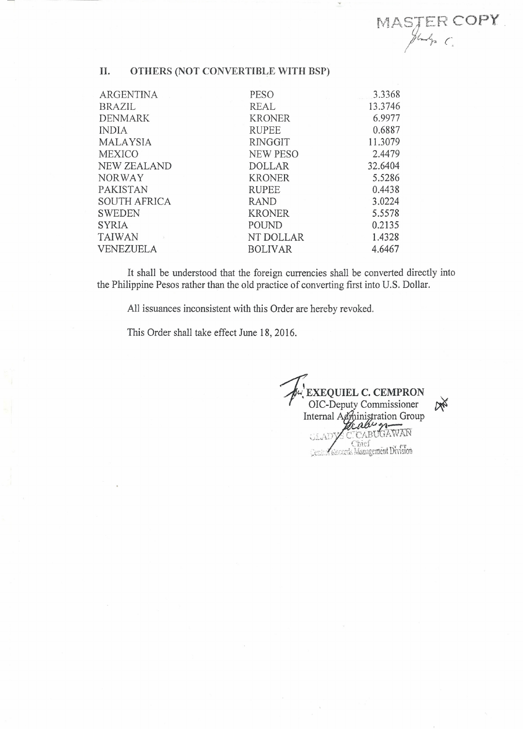MASTER COPY

## II. OTHERS (NOT CONVERTIBLE WITH BSP)

| | | |
|---|---|---|
| ARGENTINA | PESO | 3.3368 |
| BRAZIL | REAL | 13.3746 |
| DENMARK | KRONER | 6.9977 |
| INDIA | RUPEE | 0.6887 |
| MALAYSIA | RINGGIT | 11.3079 |
| MEXICO | NEW PESO | 2.4479 |
| NEW ZEALAND | DOLLAR | 32.6404 |
| NORWAY | KRONER | 5.5286 |
| PAKISTAN | RUPEE | 0.4438 |
| SOUTH AFRICA | RAND | 3.0224 |
| SWEDEN | KRONER | 5.5578 |
| SYRIA | POUND | 0.2135 |
| TAIWAN | NT DOLLAR | 1.4328 |
| VENEZUELA | BOLIVAR | 4.6467 |

It shall be understood that the foreign currencies shall be converted directly into the Philippine Pesos rather than the old practice of converting first into U.S. Dollar.

All issuances inconsistent with this Order are hereby revoked.

This Order shall take effect June 18, 2016.

**EXEQUIEL C. CEMPRON**
OIC-Deputy Commissioner
Internal Administration Group

GLADYS C. CABUGAWAN
Chief
Central Records Management Division